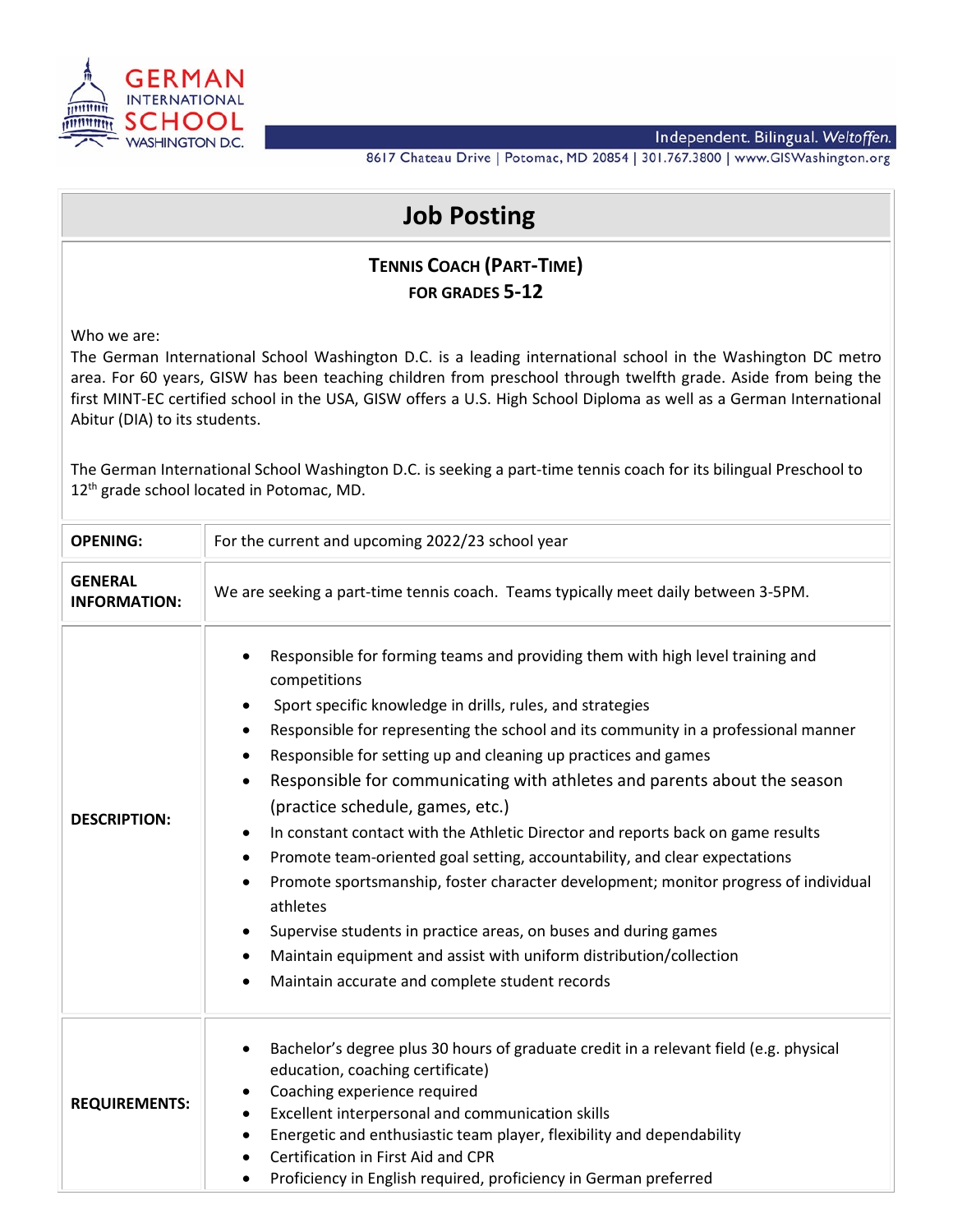GERMAN INTERNATIONAL SCHOOL WASHINGTON D.C.

Independent. Bilingual. *Weltoffen.*

8617 Chateau Drive | Potomac, MD 20854 | 301.767.3800 | www.GISWashington.org

# Job Posting

## Tennis Coach (Part-Time)
### For Grades 5-12

Who we are:
The German International School Washington D.C. is a leading international school in the Washington DC metro area. For 60 years, GISW has been teaching children from preschool through twelfth grade. Aside from being the first MINT-EC certified school in the USA, GISW offers a U.S. High School Diploma as well as a German International Abitur (DIA) to its students.

The German International School Washington D.C. is seeking a part-time tennis coach for its bilingual Preschool to 12th grade school located in Potomac, MD.

| | |
|---|---|
| **OPENING:** | For the current and upcoming 2022/23 school year |
| **GENERAL INFORMATION:** | We are seeking a part-time tennis coach. Teams typically meet daily between 3-5PM. |
| **DESCRIPTION:** | • Responsible for forming teams and providing them with high level training and competitions<br>• Sport specific knowledge in drills, rules, and strategies<br>• Responsible for representing the school and its community in a professional manner<br>• Responsible for setting up and cleaning up practices and games<br>• Responsible for communicating with athletes and parents about the season (practice schedule, games, etc.)<br>• In constant contact with the Athletic Director and reports back on game results<br>• Promote team-oriented goal setting, accountability, and clear expectations<br>• Promote sportsmanship, foster character development; monitor progress of individual athletes<br>• Supervise students in practice areas, on buses and during games<br>• Maintain equipment and assist with uniform distribution/collection<br>• Maintain accurate and complete student records |
| **REQUIREMENTS:** | • Bachelor's degree plus 30 hours of graduate credit in a relevant field (e.g. physical education, coaching certificate)<br>• Coaching experience required<br>• Excellent interpersonal and communication skills<br>• Energetic and enthusiastic team player, flexibility and dependability<br>• Certification in First Aid and CPR<br>• Proficiency in English required, proficiency in German preferred |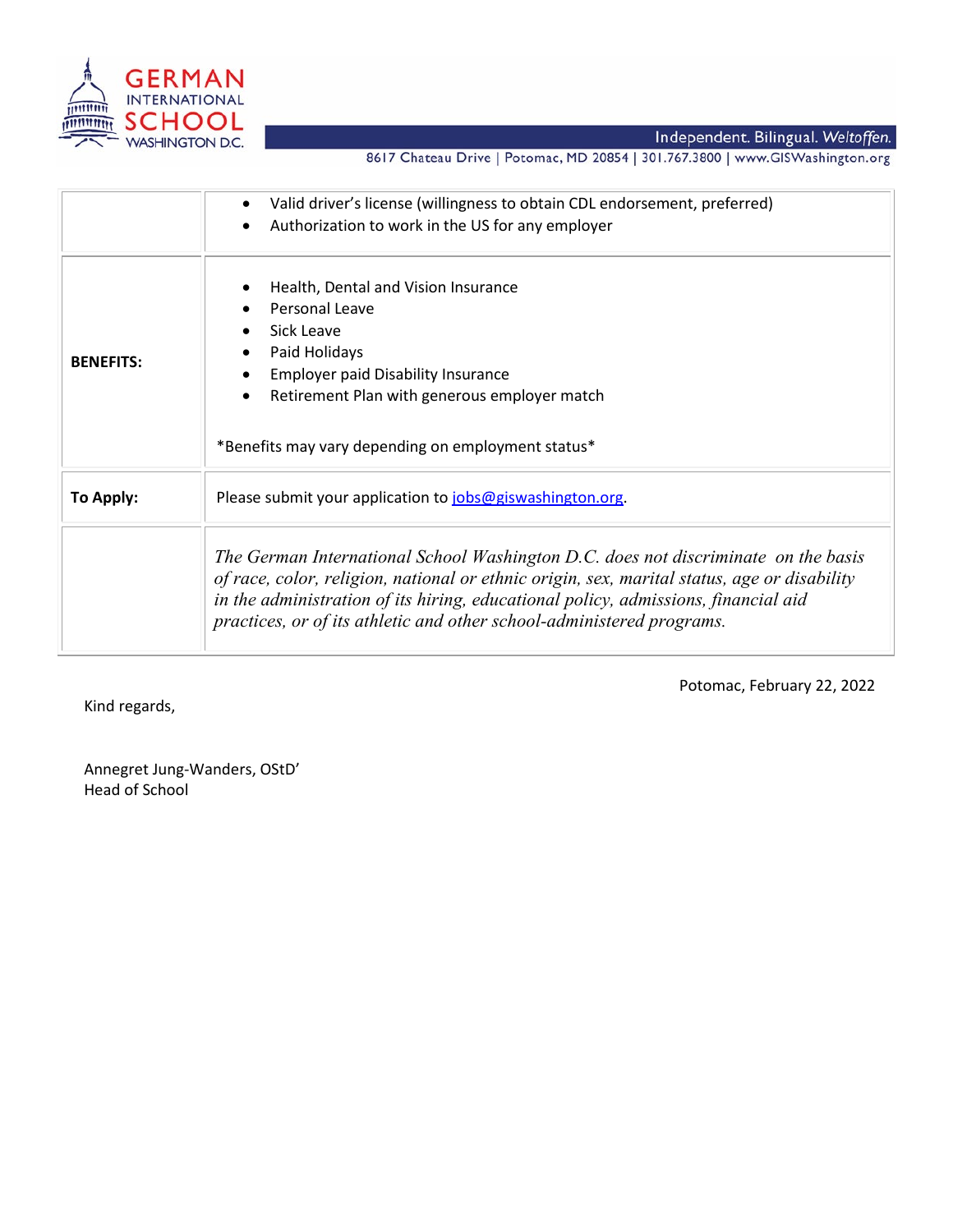| | |
|---|---|
| | • Valid driver's license (willingness to obtain CDL endorsement, preferred)<br>• Authorization to work in the US for any employer |
| **BENEFITS:** | • Health, Dental and Vision Insurance<br>• Personal Leave<br>• Sick Leave<br>• Paid Holidays<br>• Employer paid Disability Insurance<br>• Retirement Plan with generous employer match<br><br>*Benefits may vary depending on employment status* |
| **To Apply:** | Please submit your application to jobs@giswashington.org. |
| | *The German International School Washington D.C. does not discriminate on the basis of race, color, religion, national or ethnic origin, sex, marital status, age or disability in the administration of its hiring, educational policy, admissions, financial aid practices, or of its athletic and other school-administered programs.* |

Potomac, February 22, 2022

Kind regards,

Annegret Jung-Wanders, OStD'
Head of School